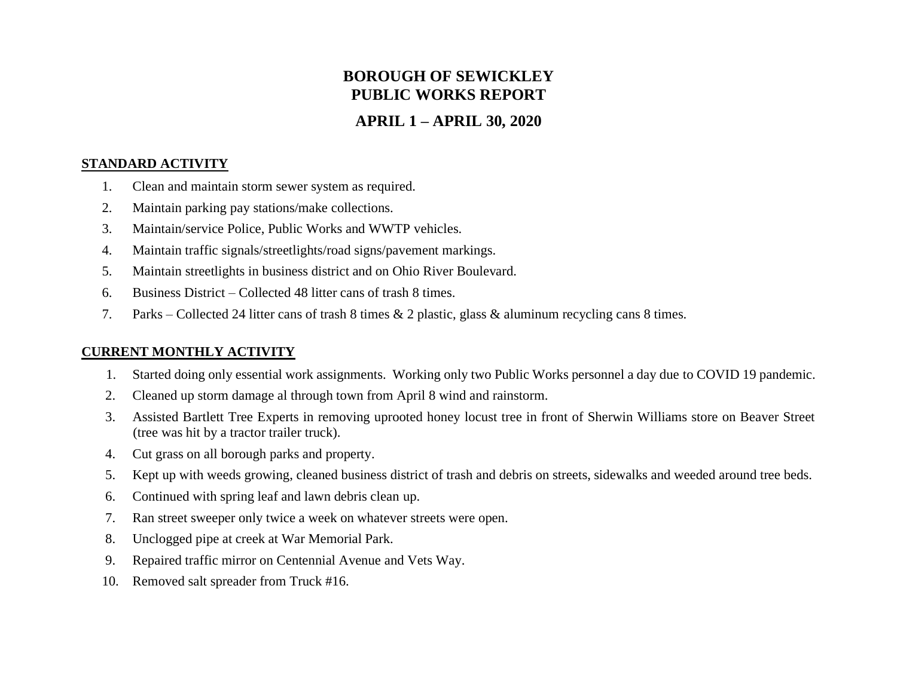# BOROUGH OF SEWICKLEY
# PUBLIC WORKS REPORT

## APRIL 1 – APRIL 30, 2020

**STANDARD ACTIVITY**

1. Clean and maintain storm sewer system as required.
2. Maintain parking pay stations/make collections.
3. Maintain/service Police, Public Works and WWTP vehicles.
4. Maintain traffic signals/streetlights/road signs/pavement markings.
5. Maintain streetlights in business district and on Ohio River Boulevard.
6. Business District – Collected 48 litter cans of trash 8 times.
7. Parks – Collected 24 litter cans of trash 8 times & 2 plastic, glass & aluminum recycling cans 8 times.

**CURRENT MONTHLY ACTIVITY**

1. Started doing only essential work assignments. Working only two Public Works personnel a day due to COVID 19 pandemic.
2. Cleaned up storm damage al through town from April 8 wind and rainstorm.
3. Assisted Bartlett Tree Experts in removing uprooted honey locust tree in front of Sherwin Williams store on Beaver Street (tree was hit by a tractor trailer truck).
4. Cut grass on all borough parks and property.
5. Kept up with weeds growing, cleaned business district of trash and debris on streets, sidewalks and weeded around tree beds.
6. Continued with spring leaf and lawn debris clean up.
7. Ran street sweeper only twice a week on whatever streets were open.
8. Unclogged pipe at creek at War Memorial Park.
9. Repaired traffic mirror on Centennial Avenue and Vets Way.
10. Removed salt spreader from Truck #16.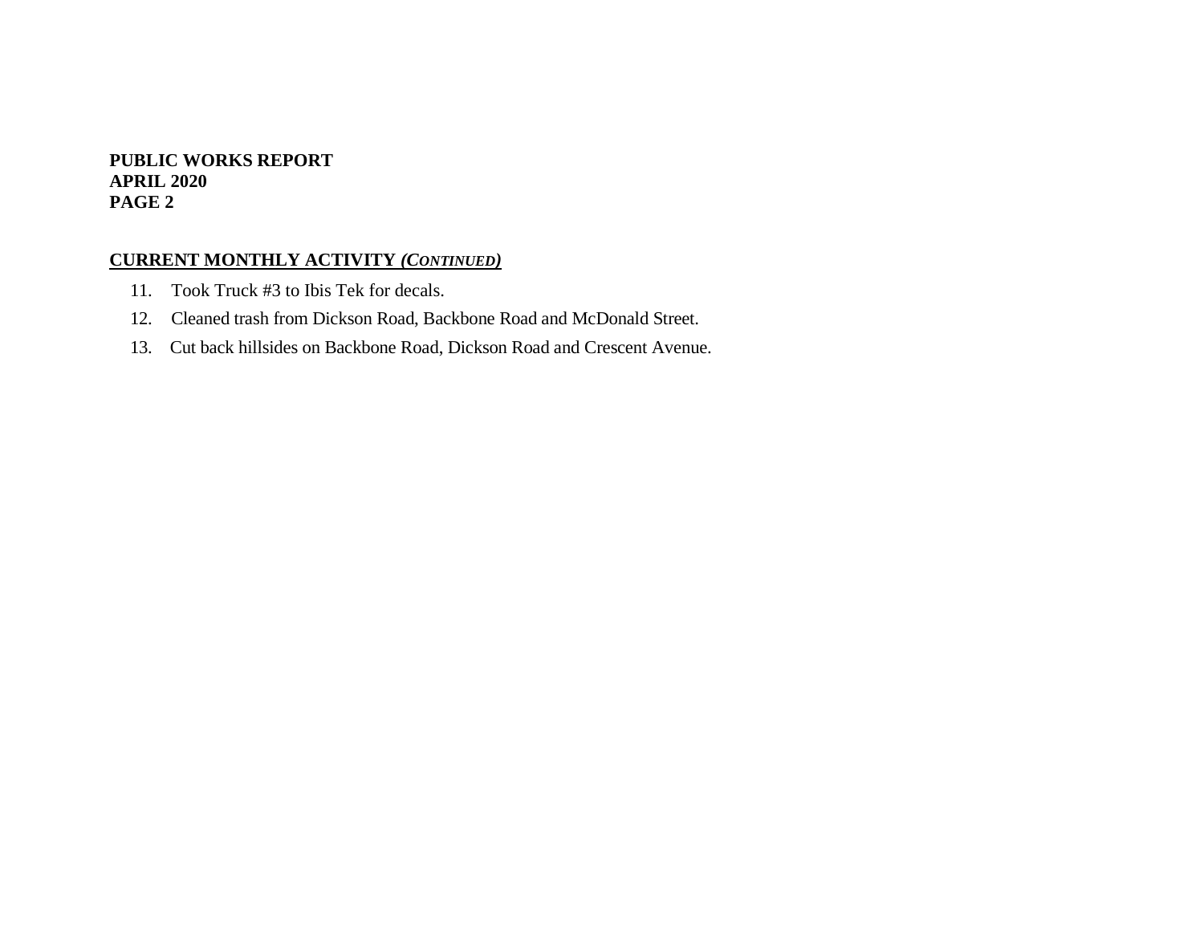## CURRENT MONTHLY ACTIVITY *(CONTINUED)*

11. Took Truck #3 to Ibis Tek for decals.
12. Cleaned trash from Dickson Road, Backbone Road and McDonald Street.
13. Cut back hillsides on Backbone Road, Dickson Road and Crescent Avenue.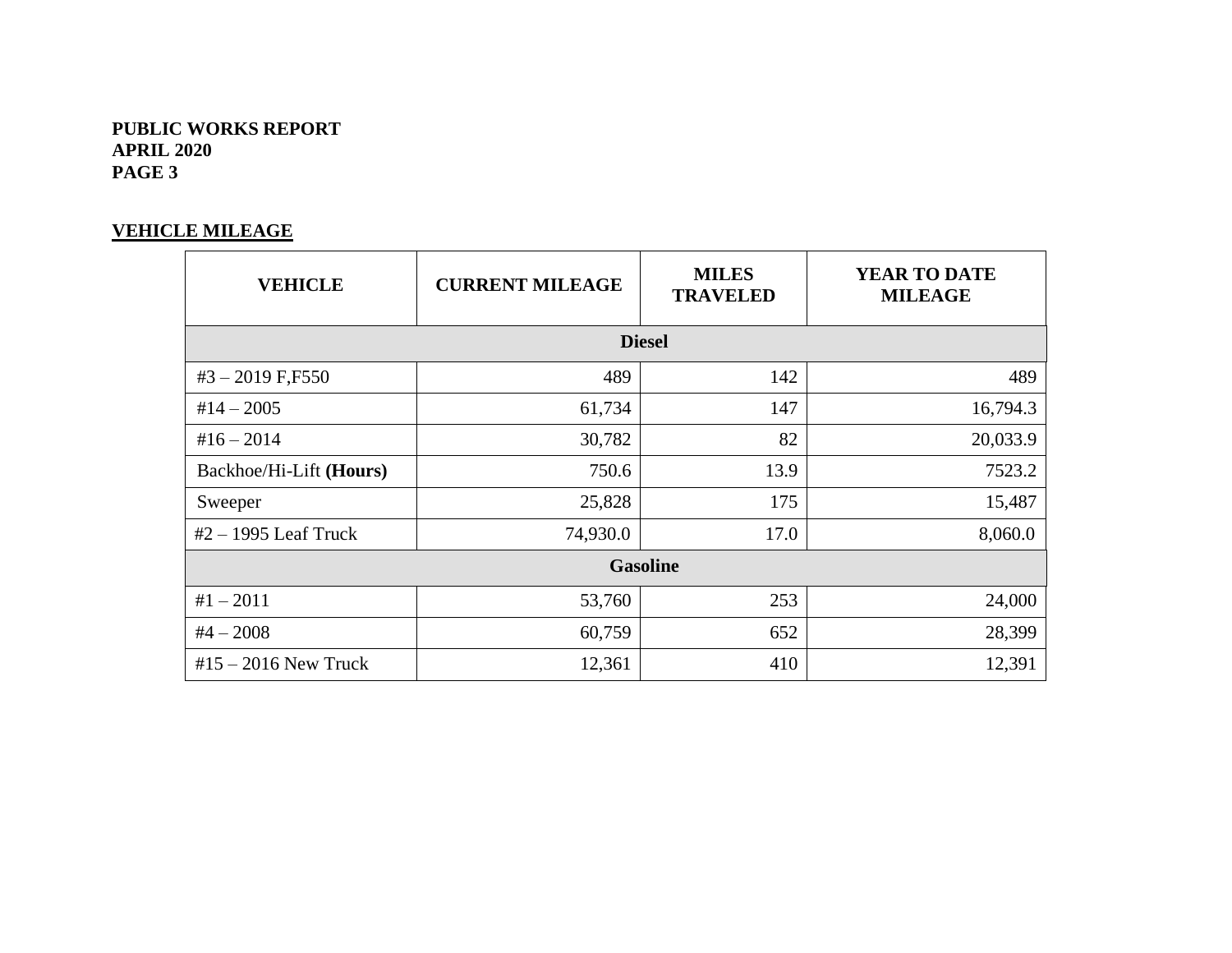**PUBLIC WORKS REPORT**
**APRIL 2020**
**PAGE 3**

## VEHICLE MILEAGE

| VEHICLE | CURRENT MILEAGE | MILES TRAVELED | YEAR TO DATE MILEAGE |
|---|---|---|---|
| **Diesel** | | | |
| #3 – 2019 F,F550 | 489 | 142 | 489 |
| #14 – 2005 | 61,734 | 147 | 16,794.3 |
| #16 – 2014 | 30,782 | 82 | 20,033.9 |
| Backhoe/Hi-Lift **(Hours)** | 750.6 | 13.9 | 7523.2 |
| Sweeper | 25,828 | 175 | 15,487 |
| #2 – 1995 Leaf Truck | 74,930.0 | 17.0 | 8,060.0 |
| **Gasoline** | | | |
| #1 – 2011 | 53,760 | 253 | 24,000 |
| #4 – 2008 | 60,759 | 652 | 28,399 |
| #15 – 2016 New Truck | 12,361 | 410 | 12,391 |